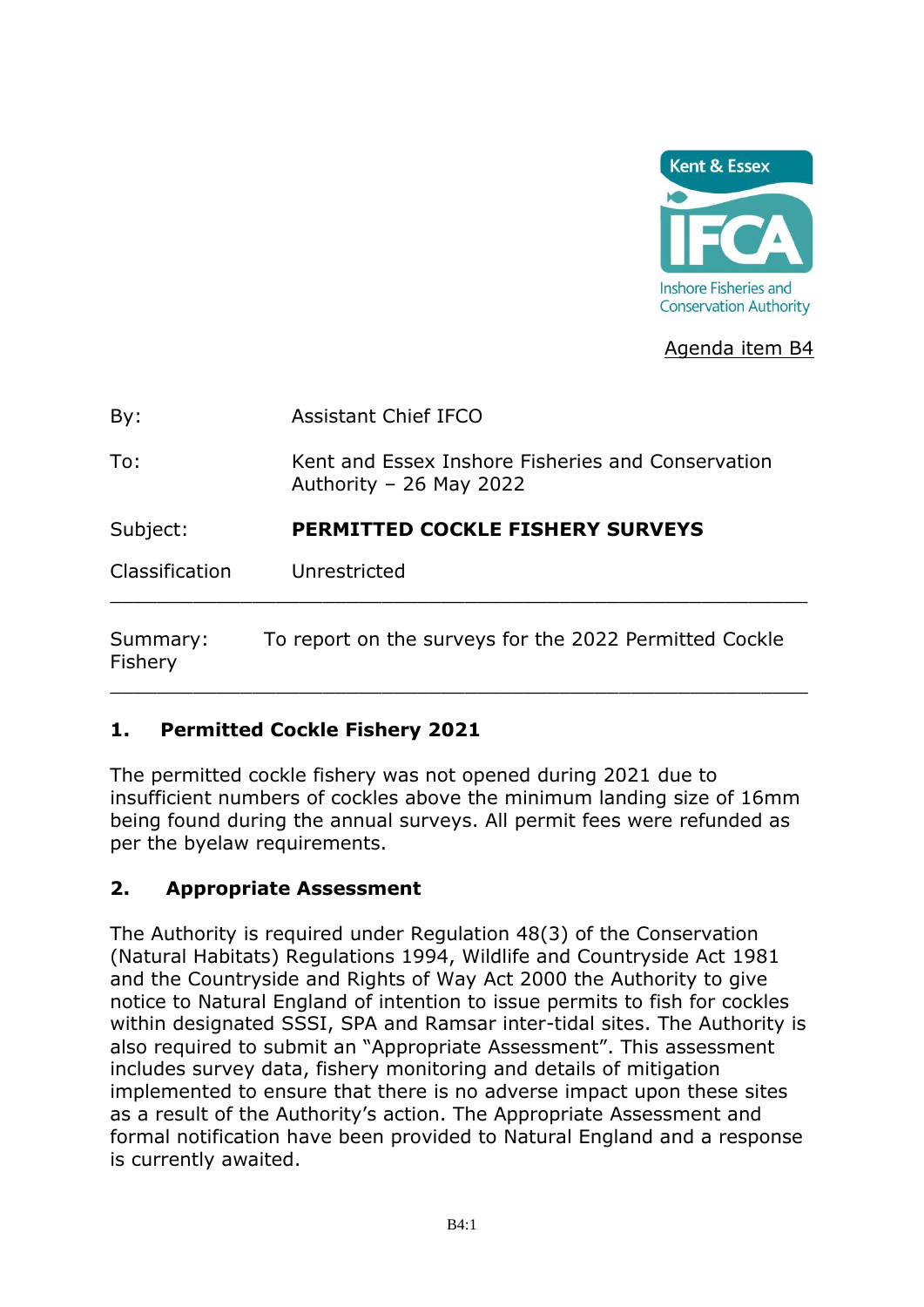Kent & Essex IFCA
Inshore Fisheries and Conservation Authority

Agenda item B4

| | |
|---|---|
| By: | Assistant Chief IFCO |
| To: | Kent and Essex Inshore Fisheries and Conservation Authority – 26 May 2022 |
| Subject: | **PERMITTED COCKLE FISHERY SURVEYS** |
| Classification | Unrestricted |

---

Summary: To report on the surveys for the 2022 Permitted Cockle Fishery

---

## 1. Permitted Cockle Fishery 2021

The permitted cockle fishery was not opened during 2021 due to insufficient numbers of cockles above the minimum landing size of 16mm being found during the annual surveys. All permit fees were refunded as per the byelaw requirements.

## 2. Appropriate Assessment

The Authority is required under Regulation 48(3) of the Conservation (Natural Habitats) Regulations 1994, Wildlife and Countryside Act 1981 and the Countryside and Rights of Way Act 2000 the Authority to give notice to Natural England of intention to issue permits to fish for cockles within designated SSSI, SPA and Ramsar inter-tidal sites. The Authority is also required to submit an "Appropriate Assessment". This assessment includes survey data, fishery monitoring and details of mitigation implemented to ensure that there is no adverse impact upon these sites as a result of the Authority's action. The Appropriate Assessment and formal notification have been provided to Natural England and a response is currently awaited.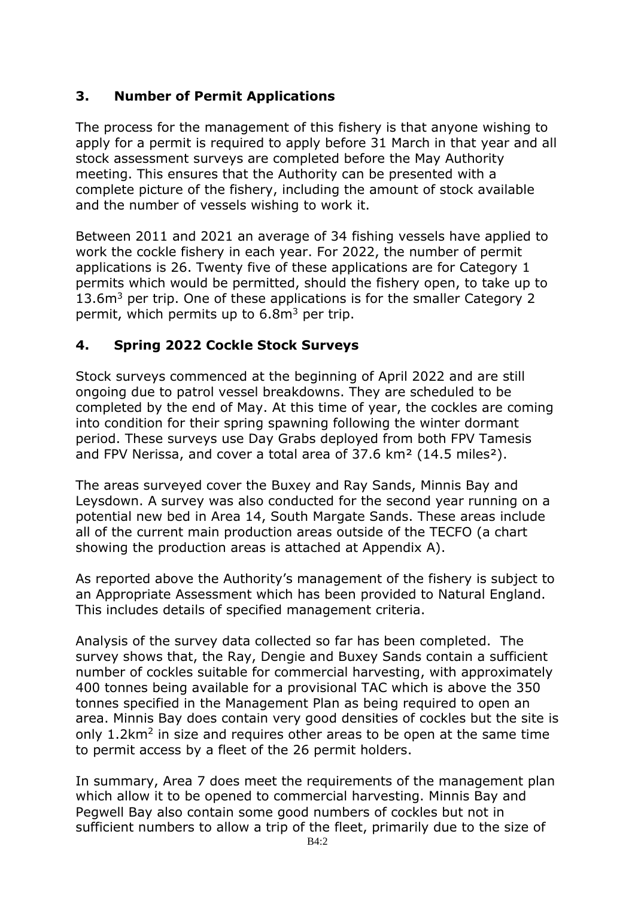## 3. Number of Permit Applications

The process for the management of this fishery is that anyone wishing to apply for a permit is required to apply before 31 March in that year and all stock assessment surveys are completed before the May Authority meeting. This ensures that the Authority can be presented with a complete picture of the fishery, including the amount of stock available and the number of vessels wishing to work it.

Between 2011 and 2021 an average of 34 fishing vessels have applied to work the cockle fishery in each year. For 2022, the number of permit applications is 26. Twenty five of these applications are for Category 1 permits which would be permitted, should the fishery open, to take up to $13.6m^3$ per trip. One of these applications is for the smaller Category 2 permit, which permits up to $6.8m^3$ per trip.

## 4. Spring 2022 Cockle Stock Surveys

Stock surveys commenced at the beginning of April 2022 and are still ongoing due to patrol vessel breakdowns. They are scheduled to be completed by the end of May. At this time of year, the cockles are coming into condition for their spring spawning following the winter dormant period. These surveys use Day Grabs deployed from both FPV Tamesis and FPV Nerissa, and cover a total area of 37.6 km² (14.5 miles²).

The areas surveyed cover the Buxey and Ray Sands, Minnis Bay and Leysdown. A survey was also conducted for the second year running on a potential new bed in Area 14, South Margate Sands. These areas include all of the current main production areas outside of the TECFO (a chart showing the production areas is attached at Appendix A).

As reported above the Authority's management of the fishery is subject to an Appropriate Assessment which has been provided to Natural England. This includes details of specified management criteria.

Analysis of the survey data collected so far has been completed. The survey shows that, the Ray, Dengie and Buxey Sands contain a sufficient number of cockles suitable for commercial harvesting, with approximately 400 tonnes being available for a provisional TAC which is above the 350 tonnes specified in the Management Plan as being required to open an area. Minnis Bay does contain very good densities of cockles but the site is only $1.2km^2$ in size and requires other areas to be open at the same time to permit access by a fleet of the 26 permit holders.

In summary, Area 7 does meet the requirements of the management plan which allow it to be opened to commercial harvesting. Minnis Bay and Pegwell Bay also contain some good numbers of cockles but not in sufficient numbers to allow a trip of the fleet, primarily due to the size of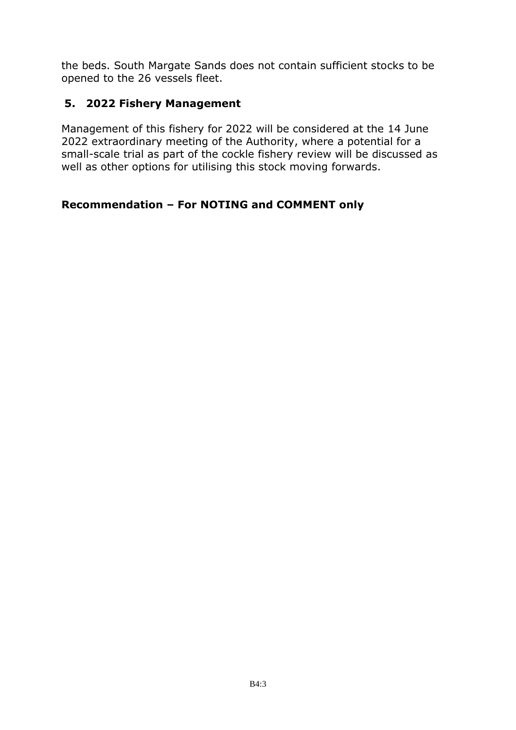the beds. South Margate Sands does not contain sufficient stocks to be opened to the 26 vessels fleet.

## 5. 2022 Fishery Management

Management of this fishery for 2022 will be considered at the 14 June 2022 extraordinary meeting of the Authority, where a potential for a small-scale trial as part of the cockle fishery review will be discussed as well as other options for utilising this stock moving forwards.

**Recommendation – For NOTING and COMMENT only**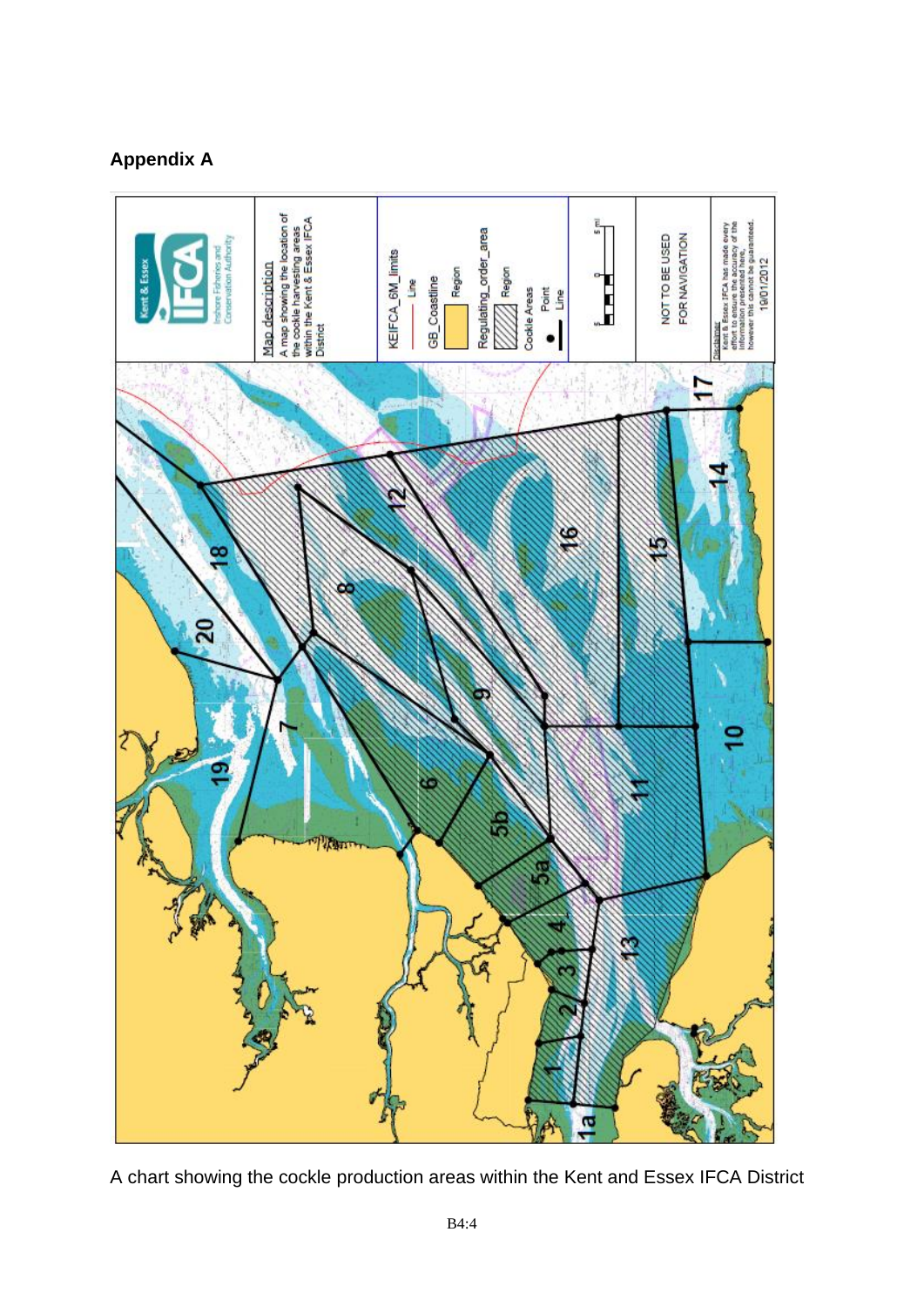## Appendix A

A chart showing the cockle production areas within the Kent and Essex IFCA District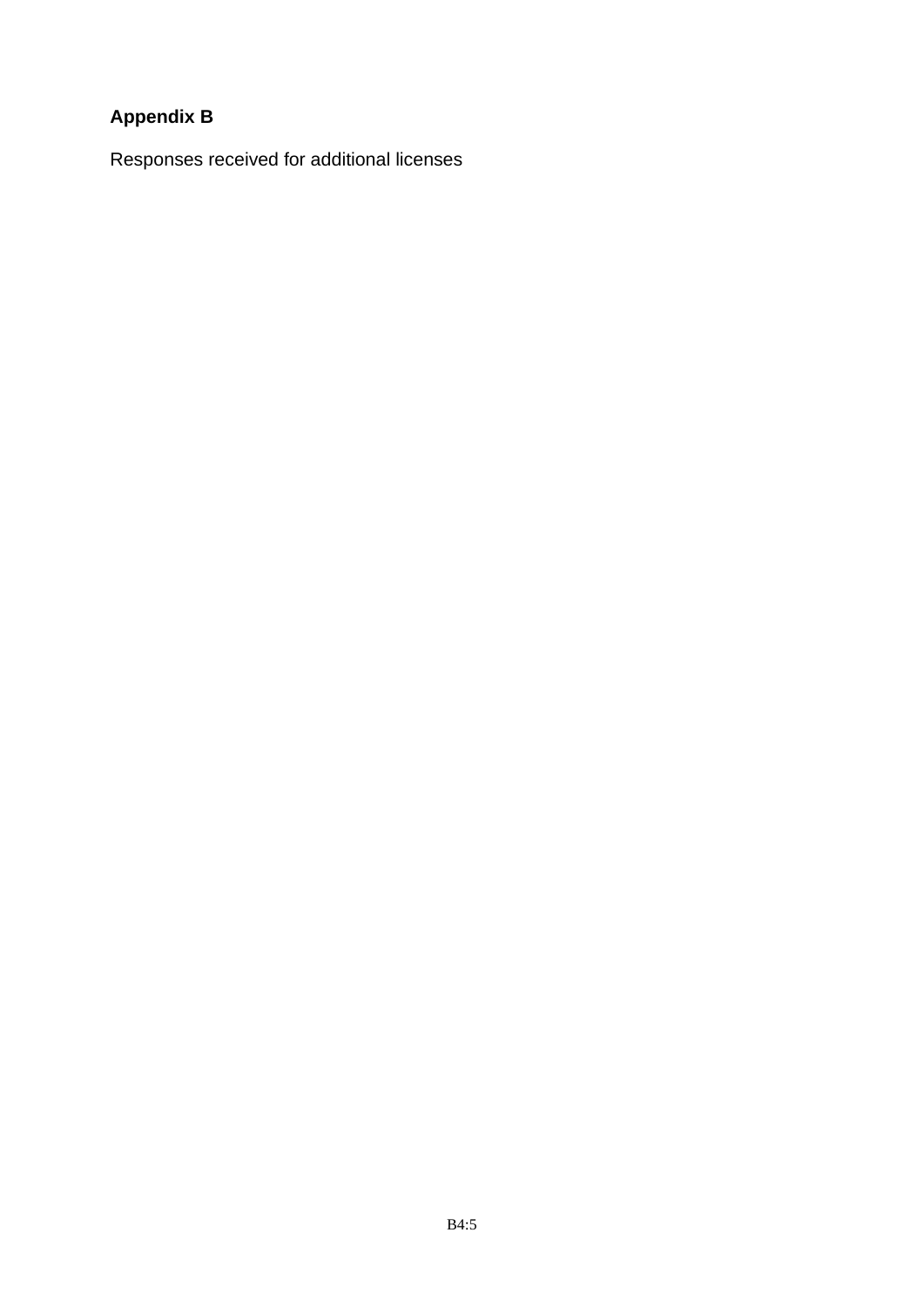**Appendix B**

Responses received for additional licenses